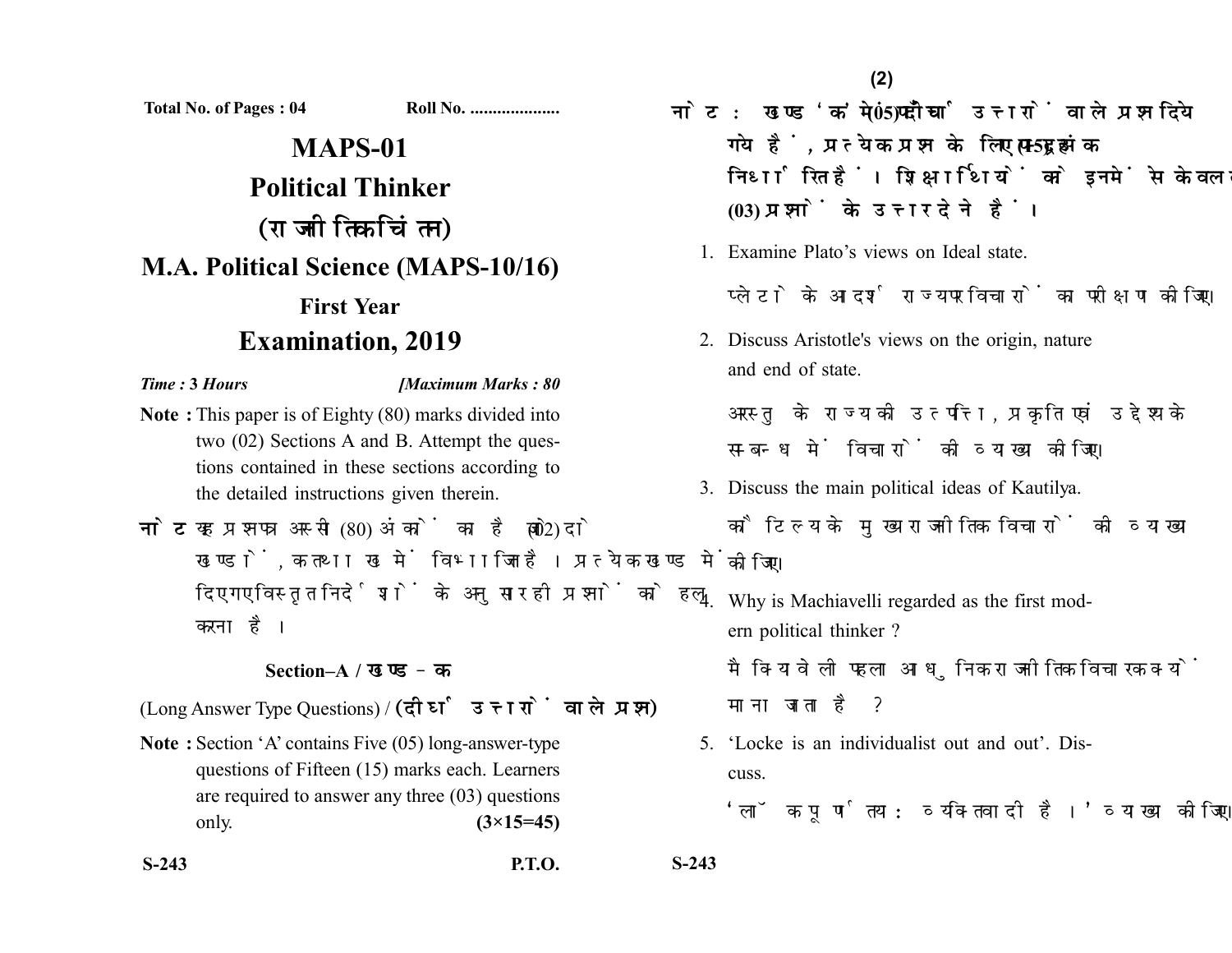Total No. of Pages : 04 Roll No. ...................

# MAPS-01

# Political Thinker

# (राजनीतिक चिंतन)

## M.A. Political Science (MAPS-10/16)

### First Year

## Examination, 2019

*Time :* **3** *Hours* **[*Maximum Marks :* 80**

**Note :** This paper is of Eighty (80) marks divided into two (02) Sections A and B. Attempt the questions contained in these sections according to the detailed instructions given therein.

**नोट :** यह प्रश्नपत्र अस्सी (80) अंकों का है जो दो (02) खण्डों, क तथा ख में विभाजित है। प्रत्येक खण्ड में दिए गए विस्तृत निर्देशों के अनुसार ही प्रश्नों को हल करना है।

### Section–A / खण्ड–क

(Long Answer Type Questions) / **(दीर्घ उत्तरों वाले प्रश्न)**

**Note :** Section 'A' contains Five (05) long-answer-type questions of Fifteen (15) marks each. Learners are required to answer any three (03) questions only. **(3×15=45)**

**नोट :** खण्ड 'क' में पाँच (05) दीर्घ उत्तरों वाले प्रश्न दिये गये हैं, प्रत्येक प्रश्न के लिए पन्द्रह (15) अंक निर्धारित हैं। शिक्षार्थियों को इनमें से केवल तीन (03) प्रश्नों के उत्तर देने हैं।

1. Examine Plato's views on Ideal state.

   प्लेटो के आदर्श राज्य पर विचारों का परीक्षण कीजिए।

2. Discuss Aristotle's views on the origin, nature and end of state.

   अरस्तु के राज्य की उत्पत्ति, प्रकृति एवं उद्देश्य के सम्बन्ध में विचारों की व्याख्या कीजिए।

3. Discuss the main political ideas of Kautilya.

   कौटिल्य के मुख्य राजनीतिक विचारों की व्याख्या कीजिए।

4. Why is Machiavelli regarded as the first modern political thinker ?

   मैकियावेली पहला आधुनिक राजनीतिक विचारक क्यों माना जाता है ?

5. 'Locke is an individualist out and out'. Discuss.

   'लॉक पूर्णतया: व्यक्तिवादी है।' व्याख्या कीजिए।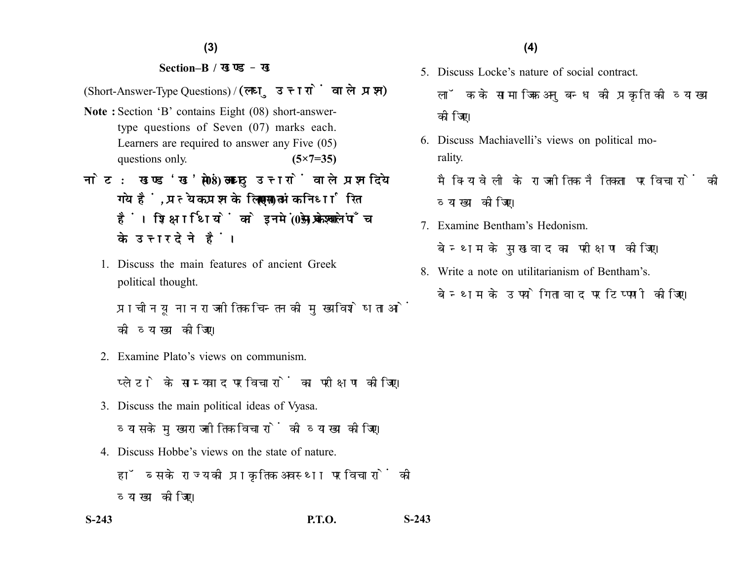## Section–B / खण्ड – ख

(Short-Answer-Type Questions) / **(लघु उत्तरों वाले प्रश्न)**

**Note :** Section 'B' contains Eight (08) short-answer-type questions of Seven (07) marks each. Learners are required to answer any Five (05) questions only. **(5×7=35)**

**नोट :** खण्ड 'ख' में आठ **(08)** लघु उत्तरों वाले प्रश्न दिये गये हैं, प्रत्येक प्रश्न के लिए सात **(07)** अंक निर्धारित हैं। शिक्षार्थियों को इनमें से केवल पाँच **(05)** प्रश्नों के उत्तर देने हैं।

1. Discuss the main features of ancient Greek political thought.

   प्राचीन यूनान राजनीतिक चिन्तन की मुख्य विशेषताओं की व्याख्या कीजिए।

2. Examine Plato's views on communism.

   प्लेटो के साम्यवाद पर विचारों का परीक्षण कीजिए।

3. Discuss the main political ideas of Vyasa.

   व्यास के मुख्य राजनीतिक विचारों की व्याख्या कीजिए।

4. Discuss Hobbe's views on the state of nature.

   हॉब्स के राज्य की प्राकृतिक अवस्था पर विचारों की व्याख्या कीजिए।

5. Discuss Locke's nature of social contract.

   लॉक के सामाजिक अनुबन्ध की प्रकृति की व्याख्या कीजिए।

6. Discuss Machiavelli's views on political morality.

   मैकियावेली के राजनीतिक नैतिकता पर विचारों की व्याख्या कीजिए।

7. Examine Bentham's Hedonism.

   बेन्थाम के सुखवाद का परीक्षण कीजिए।

8. Write a note on utilitarianism of Bentham's.

   बेन्थाम के उपयोगितावाद पर टिप्पणी कीजिए।